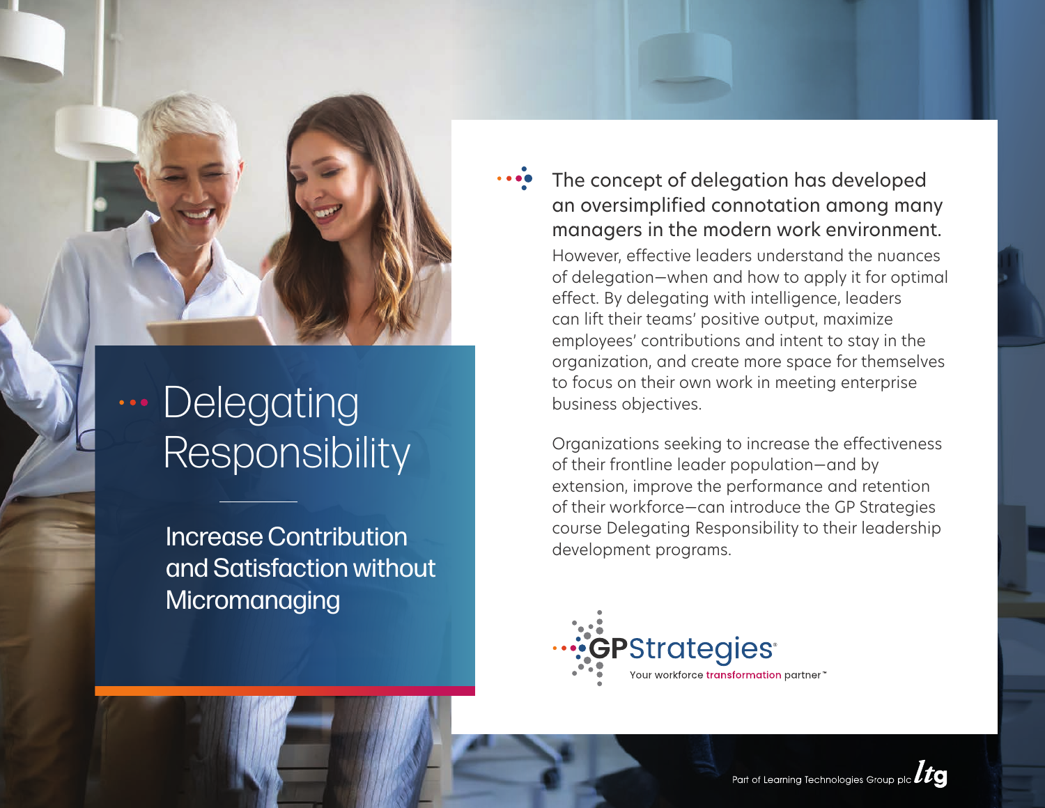# Delegating Responsibility

## Increase Contribution and Satisfaction without Micromanaging

**The concept of delegation has developed an oversimplified connotation among many managers in the modern work environment.** However, effective leaders understand the nuances of delegation—when and how to apply it for optimal effect. By delegating with intelligence, leaders can lift their teams' positive output, maximize employees' contributions and intent to stay in the organization, and create more space for themselves to focus on their own work in meeting enterprise business objectives.

Organizations seeking to increase the effectiveness of their frontline leader population—and by extension, improve the performance and retention of their workforce—can introduce the GP Strategies course Delegating Responsibility to their leadership development programs.

GPStrategies® Your workforce transformation partner™

Part of Learning Technologies Group plc ltg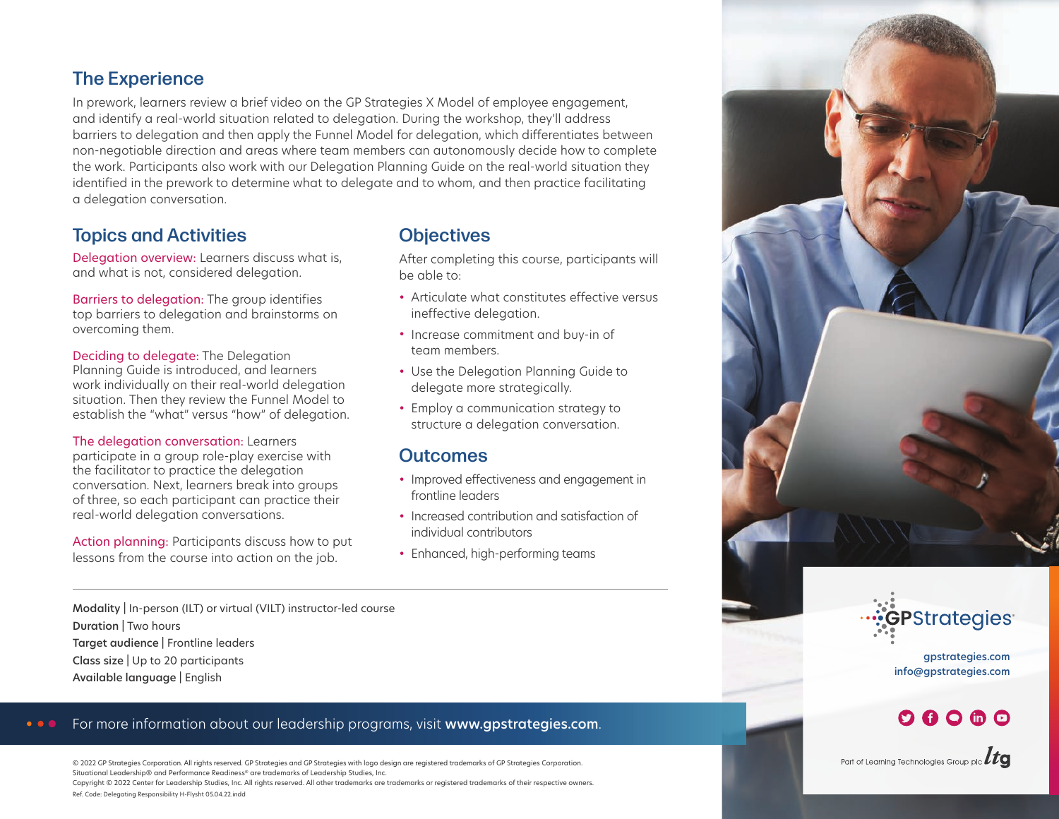## The Experience

In prework, learners review a brief video on the GP Strategies X Model of employee engagement, and identify a real-world situation related to delegation. During the workshop, they'll address barriers to delegation and then apply the Funnel Model for delegation, which differentiates between non-negotiable direction and areas where team members can autonomously decide how to complete the work. Participants also work with our Delegation Planning Guide on the real-world situation they identified in the prework to determine what to delegate and to whom, and then practice facilitating a delegation conversation.

## Topics and Activities

Delegation overview: Learners discuss what is, and what is not, considered delegation.

Barriers to delegation: The group identifies top barriers to delegation and brainstorms on overcoming them.

Deciding to delegate: The Delegation Planning Guide is introduced, and learners work individually on their real-world delegation situation. Then they review the Funnel Model to establish the "what" versus "how" of delegation.

The delegation conversation: Learners participate in a group role-play exercise with the facilitator to practice the delegation conversation. Next, learners break into groups of three, so each participant can practice their real-world delegation conversations.

Action planning: Participants discuss how to put lessons from the course into action on the job.

## Objectives

After completing this course, participants will be able to:

- Articulate what constitutes effective versus ineffective delegation.
- Increase commitment and buy-in of team members.
- Use the Delegation Planning Guide to delegate more strategically.
- Employ a communication strategy to structure a delegation conversation.

## Outcomes

- Improved effectiveness and engagement in frontline leaders
- Increased contribution and satisfaction of individual contributors
- Enhanced, high-performing teams

---

**Modality** | In-person (ILT) or virtual (VILT) instructor-led course
**Duration** | Two hours
**Target audience** | Frontline leaders
**Class size** | Up to 20 participants
**Available language** | English

For more information about our leadership programs, visit **www.gpstrategies.com**.

GPStrategies

gpstrategies.com
info@gpstrategies.com

Part of Learning Technologies Group plc ltg

© 2022 GP Strategies Corporation. All rights reserved. GP Strategies and GP Strategies with logo design are registered trademarks of GP Strategies Corporation. Situational Leadership® and Performance Readiness® are trademarks of Leadership Studies, Inc.
Copyright © 2022 Center for Leadership Studies, Inc. All rights reserved. All other trademarks are trademarks or registered trademarks of their respective owners.
Ref. Code: Delegating Responsibility H-Flysht 05.04.22.indd